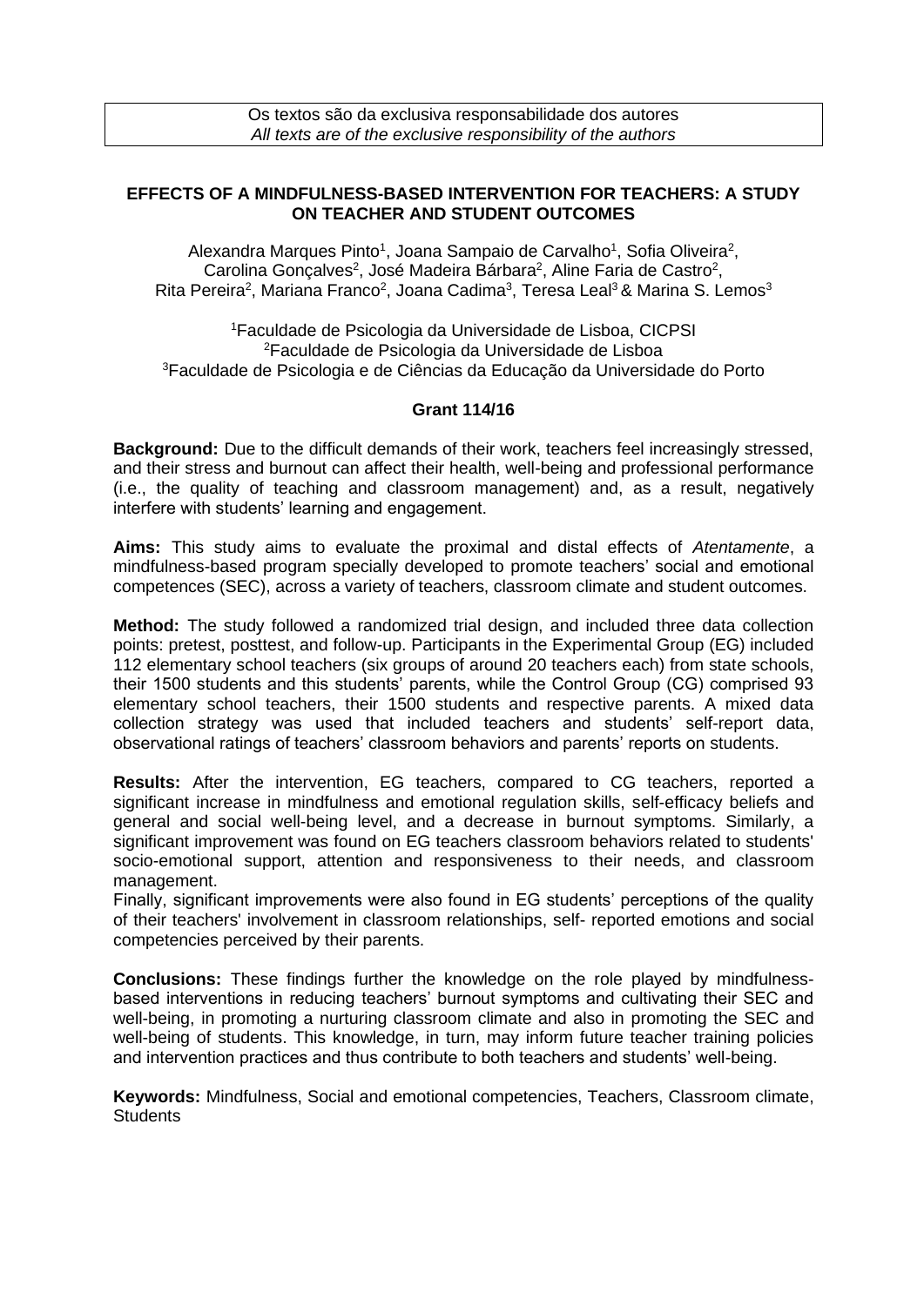Os textos são da exclusiva responsabilidade dos autores
*All texts are of the exclusive responsibility of the authors*

# EFFECTS OF A MINDFULNESS-BASED INTERVENTION FOR TEACHERS: A STUDY ON TEACHER AND STUDENT OUTCOMES

Alexandra Marques Pinto[1], Joana Sampaio de Carvalho[1], Sofia Oliveira[2], Carolina Gonçalves[2], José Madeira Bárbara[2], Aline Faria de Castro[2], Rita Pereira[2], Mariana Franco[2], Joana Cadima[3], Teresa Leal[3] & Marina S. Lemos[3]

[1]Faculdade de Psicologia da Universidade de Lisboa, CICPSI
[2]Faculdade de Psicologia da Universidade de Lisboa
[3]Faculdade de Psicologia e de Ciências da Educação da Universidade do Porto

**Grant 114/16**

**Background:** Due to the difficult demands of their work, teachers feel increasingly stressed, and their stress and burnout can affect their health, well-being and professional performance (i.e., the quality of teaching and classroom management) and, as a result, negatively interfere with students' learning and engagement.

**Aims:** This study aims to evaluate the proximal and distal effects of *Atentamente*, a mindfulness-based program specially developed to promote teachers' social and emotional competences (SEC), across a variety of teachers, classroom climate and student outcomes.

**Method:** The study followed a randomized trial design, and included three data collection points: pretest, posttest, and follow-up. Participants in the Experimental Group (EG) included 112 elementary school teachers (six groups of around 20 teachers each) from state schools, their 1500 students and this students' parents, while the Control Group (CG) comprised 93 elementary school teachers, their 1500 students and respective parents. A mixed data collection strategy was used that included teachers and students' self-report data, observational ratings of teachers' classroom behaviors and parents' reports on students.

**Results:** After the intervention, EG teachers, compared to CG teachers, reported a significant increase in mindfulness and emotional regulation skills, self-efficacy beliefs and general and social well-being level, and a decrease in burnout symptoms. Similarly, a significant improvement was found on EG teachers classroom behaviors related to students' socio-emotional support, attention and responsiveness to their needs, and classroom management.
Finally, significant improvements were also found in EG students' perceptions of the quality of their teachers' involvement in classroom relationships, self- reported emotions and social competencies perceived by their parents.

**Conclusions:** These findings further the knowledge on the role played by mindfulness-based interventions in reducing teachers' burnout symptoms and cultivating their SEC and well-being, in promoting a nurturing classroom climate and also in promoting the SEC and well-being of students. This knowledge, in turn, may inform future teacher training policies and intervention practices and thus contribute to both teachers and students' well-being.

**Keywords:** Mindfulness, Social and emotional competencies, Teachers, Classroom climate, Students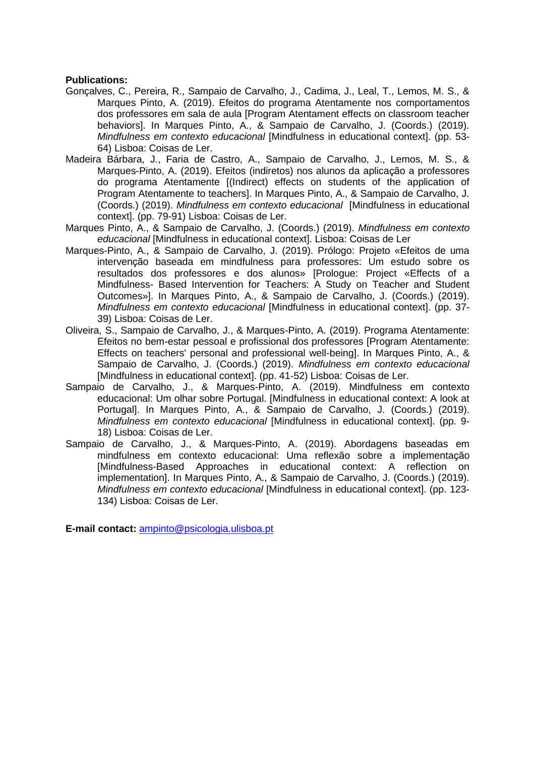**Publications:**

Gonçalves, C., Pereira, R., Sampaio de Carvalho, J., Cadima, J., Leal, T., Lemos, M. S., & Marques Pinto, A. (2019). Efeitos do programa Atentamente nos comportamentos dos professores em sala de aula [Program Atentament effects on classroom teacher behaviors]. In Marques Pinto, A., & Sampaio de Carvalho, J. (Coords.) (2019). *Mindfulness em contexto educacional* [Mindfulness in educational context]. (pp. 53-64) Lisboa: Coisas de Ler.

Madeira Bárbara, J., Faria de Castro, A., Sampaio de Carvalho, J., Lemos, M. S., & Marques-Pinto, A. (2019). Efeitos (indiretos) nos alunos da aplicação a professores do programa Atentamente [(Indirect) effects on students of the application of Program Atentamente to teachers]. In Marques Pinto, A., & Sampaio de Carvalho, J. (Coords.) (2019). *Mindfulness em contexto educacional* [Mindfulness in educational context]. (pp. 79-91) Lisboa: Coisas de Ler.

Marques Pinto, A., & Sampaio de Carvalho, J. (Coords.) (2019). *Mindfulness em contexto educacional* [Mindfulness in educational context]. Lisboa: Coisas de Ler

Marques-Pinto, A., & Sampaio de Carvalho, J. (2019). Prólogo: Projeto «Efeitos de uma intervenção baseada em mindfulness para professores: Um estudo sobre os resultados dos professores e dos alunos» [Prologue: Project «Effects of a Mindfulness- Based Intervention for Teachers: A Study on Teacher and Student Outcomes»]. In Marques Pinto, A., & Sampaio de Carvalho, J. (Coords.) (2019). *Mindfulness em contexto educacional* [Mindfulness in educational context]. (pp. 37-39) Lisboa: Coisas de Ler.

Oliveira, S., Sampaio de Carvalho, J., & Marques-Pinto, A. (2019). Programa Atentamente: Efeitos no bem-estar pessoal e profissional dos professores [Program Atentamente: Effects on teachers' personal and professional well-being]. In Marques Pinto, A., & Sampaio de Carvalho, J. (Coords.) (2019). *Mindfulness em contexto educacional* [Mindfulness in educational context]. (pp. 41-52) Lisboa: Coisas de Ler.

Sampaio de Carvalho, J., & Marques-Pinto, A. (2019). Mindfulness em contexto educacional: Um olhar sobre Portugal. [Mindfulness in educational context: A look at Portugal]. In Marques Pinto, A., & Sampaio de Carvalho, J. (Coords.) (2019). *Mindfulness em contexto educacional* [Mindfulness in educational context]. (pp. 9-18) Lisboa: Coisas de Ler.

Sampaio de Carvalho, J., & Marques-Pinto, A. (2019). Abordagens baseadas em mindfulness em contexto educacional: Uma reflexão sobre a implementação [Mindfulness-Based Approaches in educational context: A reflection on implementation]. In Marques Pinto, A., & Sampaio de Carvalho, J. (Coords.) (2019). *Mindfulness em contexto educacional* [Mindfulness in educational context]. (pp. 123-134) Lisboa: Coisas de Ler.

**E-mail contact:** ampinto@psicologia.ulisboa.pt